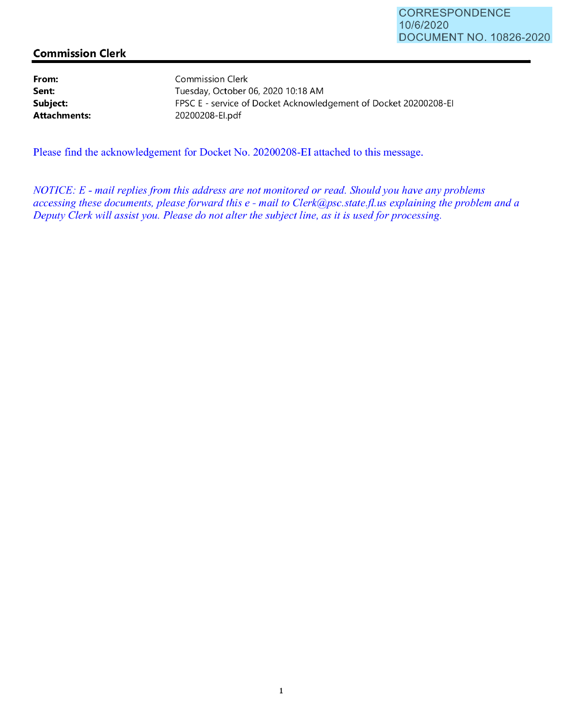CORRESPONDENCE
10/6/2020
DOCUMENT NO. 10826-2020

## Commission Clerk

**From:** Commission Clerk
**Sent:** Tuesday, October 06, 2020 10:18 AM
**Subject:** FPSC E - service of Docket Acknowledgement of Docket 20200208-EI
**Attachments:** 20200208-EI.pdf

Please find the acknowledgement for Docket No. 20200208-EI attached to this message.

*NOTICE: E - mail replies from this address are not monitored or read. Should you have any problems accessing these documents, please forward this e - mail to Clerk@psc.state.fl.us explaining the problem and a Deputy Clerk will assist you. Please do not alter the subject line, as it is used for processing.*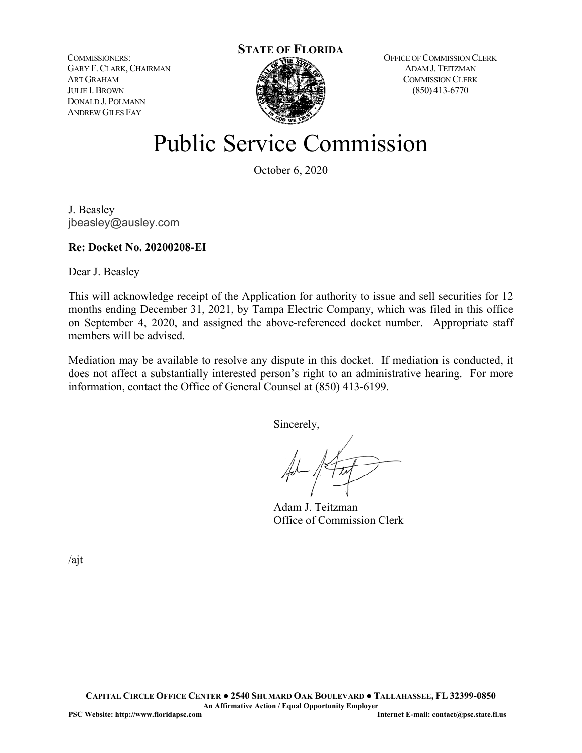COMMISSIONERS:
GARY F. CLARK, CHAIRMAN
ART GRAHAM
JULIE I. BROWN
DONALD J. POLMANN
ANDREW GILES FAY

**STATE OF FLORIDA**

OFFICE OF COMMISSION CLERK
ADAM J. TEITZMAN
COMMISSION CLERK
(850) 413-6770

# Public Service Commission

October 6, 2020

J. Beasley
jbeasley@ausley.com

**Re: Docket No. 20200208-EI**

Dear J. Beasley

This will acknowledge receipt of the Application for authority to issue and sell securities for 12 months ending December 31, 2021, by Tampa Electric Company, which was filed in this office on September 4, 2020, and assigned the above-referenced docket number. Appropriate staff members will be advised.

Mediation may be available to resolve any dispute in this docket. If mediation is conducted, it does not affect a substantially interested person's right to an administrative hearing. For more information, contact the Office of General Counsel at (850) 413-6199.

Sincerely,

Adam J. Teitzman
Office of Commission Clerk

/ajt

**CAPITAL CIRCLE OFFICE CENTER ● 2540 SHUMARD OAK BOULEVARD ● TALLAHASSEE, FL 32399-0850**
**An Affirmative Action / Equal Opportunity Employer**
**PSC Website: http://www.floridapsc.com** **Internet E-mail: contact@psc.state.fl.us**